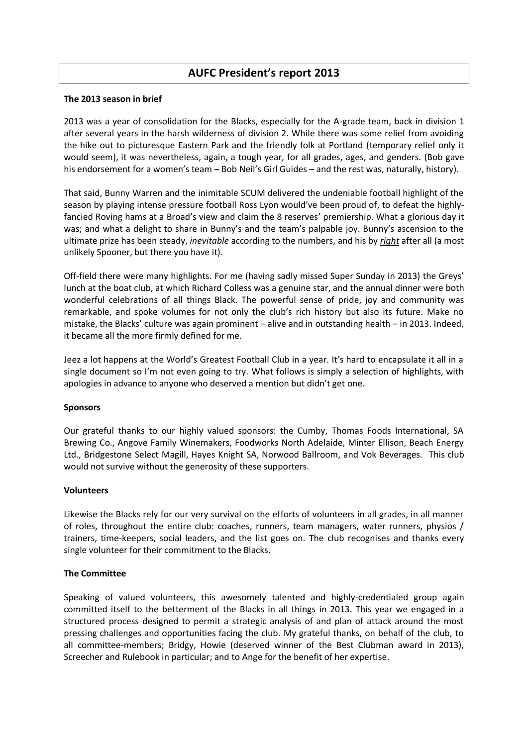# AUFC President's report 2013

**The 2013 season in brief**

2013 was a year of consolidation for the Blacks, especially for the A-grade team, back in division 1 after several years in the harsh wilderness of division 2. While there was some relief from avoiding the hike out to picturesque Eastern Park and the friendly folk at Portland (temporary relief only it would seem), it was nevertheless, again, a tough year, for all grades, ages, and genders. (Bob gave his endorsement for a women's team – Bob Neil's Girl Guides – and the rest was, naturally, history).

That said, Bunny Warren and the inimitable SCUM delivered the undeniable football highlight of the season by playing intense pressure football Ross Lyon would've been proud of, to defeat the highly-fancied Roving hams at a Broad's view and claim the 8 reserves' premiership. What a glorious day it was; and what a delight to share in Bunny's and the team's palpable joy. Bunny's ascension to the ultimate prize has been steady, *inevitable* according to the numbers, and his by ***right*** after all (a most unlikely Spooner, but there you have it).

Off-field there were many highlights. For me (having sadly missed Super Sunday in 2013) the Greys' lunch at the boat club, at which Richard Colless was a genuine star, and the annual dinner were both wonderful celebrations of all things Black. The powerful sense of pride, joy and community was remarkable, and spoke volumes for not only the club's rich history but also its future. Make no mistake, the Blacks' culture was again prominent – alive and in outstanding health – in 2013. Indeed, it became all the more firmly defined for me.

Jeez a lot happens at the World's Greatest Football Club in a year. It's hard to encapsulate it all in a single document so I'm not even going to try. What follows is simply a selection of highlights, with apologies in advance to anyone who deserved a mention but didn't get one.

**Sponsors**

Our grateful thanks to our highly valued sponsors: the Cumby, Thomas Foods International, SA Brewing Co., Angove Family Winemakers, Foodworks North Adelaide, Minter Ellison, Beach Energy Ltd., Bridgestone Select Magill, Hayes Knight SA, Norwood Ballroom, and Vok Beverages. This club would not survive without the generosity of these supporters.

**Volunteers**

Likewise the Blacks rely for our very survival on the efforts of volunteers in all grades, in all manner of roles, throughout the entire club: coaches, runners, team managers, water runners, physios / trainers, time-keepers, social leaders, and the list goes on. The club recognises and thanks every single volunteer for their commitment to the Blacks.

**The Committee**

Speaking of valued volunteers, this awesomely talented and highly-credentialed group again committed itself to the betterment of the Blacks in all things in 2013. This year we engaged in a structured process designed to permit a strategic analysis of and plan of attack around the most pressing challenges and opportunities facing the club. My grateful thanks, on behalf of the club, to all committee-members; Bridgy, Howie (deserved winner of the Best Clubman award in 2013), Screecher and Rulebook in particular; and to Ange for the benefit of her expertise.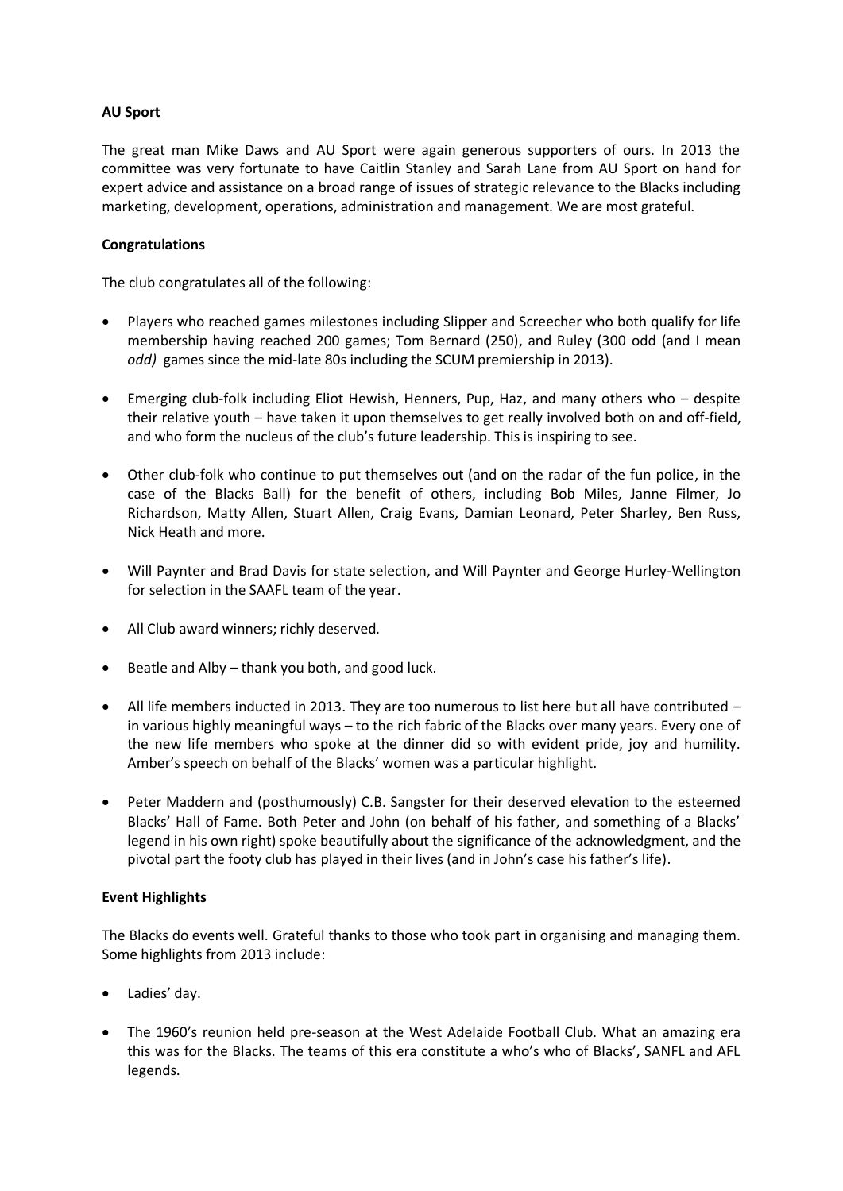**AU Sport**

The great man Mike Daws and AU Sport were again generous supporters of ours. In 2013 the committee was very fortunate to have Caitlin Stanley and Sarah Lane from AU Sport on hand for expert advice and assistance on a broad range of issues of strategic relevance to the Blacks including marketing, development, operations, administration and management. We are most grateful.

**Congratulations**

The club congratulates all of the following:

- Players who reached games milestones including Slipper and Screecher who both qualify for life membership having reached 200 games; Tom Bernard (250), and Ruley (300 odd (and I mean *odd)* games since the mid-late 80s including the SCUM premiership in 2013).
- Emerging club-folk including Eliot Hewish, Henners, Pup, Haz, and many others who – despite their relative youth – have taken it upon themselves to get really involved both on and off-field, and who form the nucleus of the club's future leadership. This is inspiring to see.
- Other club-folk who continue to put themselves out (and on the radar of the fun police, in the case of the Blacks Ball) for the benefit of others, including Bob Miles, Janne Filmer, Jo Richardson, Matty Allen, Stuart Allen, Craig Evans, Damian Leonard, Peter Sharley, Ben Russ, Nick Heath and more.
- Will Paynter and Brad Davis for state selection, and Will Paynter and George Hurley-Wellington for selection in the SAAFL team of the year.
- All Club award winners; richly deserved.
- Beatle and Alby – thank you both, and good luck.
- All life members inducted in 2013. They are too numerous to list here but all have contributed – in various highly meaningful ways – to the rich fabric of the Blacks over many years. Every one of the new life members who spoke at the dinner did so with evident pride, joy and humility. Amber's speech on behalf of the Blacks' women was a particular highlight.
- Peter Maddern and (posthumously) C.B. Sangster for their deserved elevation to the esteemed Blacks' Hall of Fame. Both Peter and John (on behalf of his father, and something of a Blacks' legend in his own right) spoke beautifully about the significance of the acknowledgment, and the pivotal part the footy club has played in their lives (and in John's case his father's life).

**Event Highlights**

The Blacks do events well. Grateful thanks to those who took part in organising and managing them. Some highlights from 2013 include:

- Ladies' day.
- The 1960's reunion held pre-season at the West Adelaide Football Club. What an amazing era this was for the Blacks. The teams of this era constitute a who's who of Blacks', SANFL and AFL legends.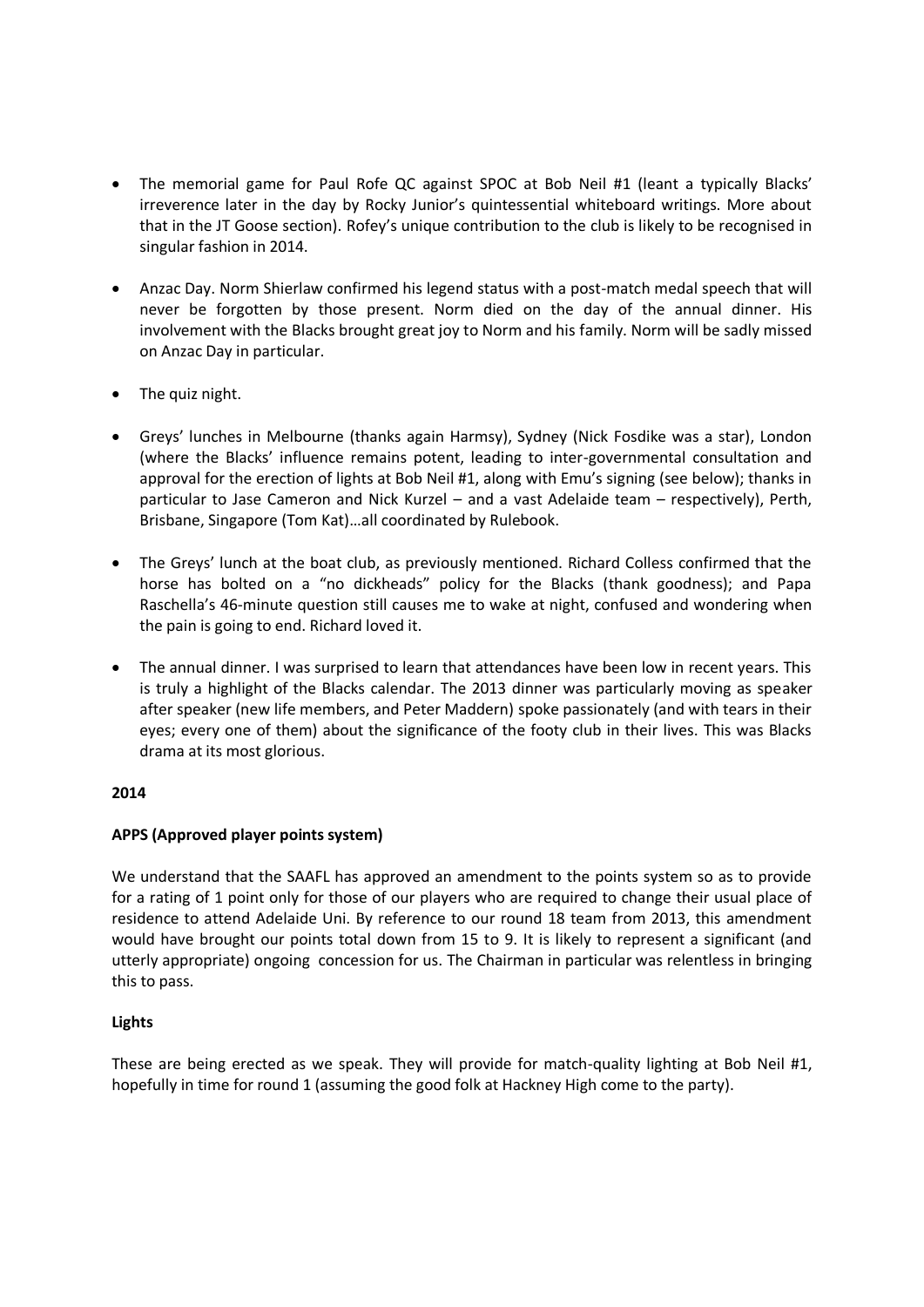- The memorial game for Paul Rofe QC against SPOC at Bob Neil #1 (leant a typically Blacks' irreverence later in the day by Rocky Junior's quintessential whiteboard writings. More about that in the JT Goose section). Rofey's unique contribution to the club is likely to be recognised in singular fashion in 2014.

- Anzac Day. Norm Shierlaw confirmed his legend status with a post-match medal speech that will never be forgotten by those present. Norm died on the day of the annual dinner. His involvement with the Blacks brought great joy to Norm and his family. Norm will be sadly missed on Anzac Day in particular.

- The quiz night.

- Greys' lunches in Melbourne (thanks again Harmsy), Sydney (Nick Fosdike was a star), London (where the Blacks' influence remains potent, leading to inter-governmental consultation and approval for the erection of lights at Bob Neil #1, along with Emu's signing (see below); thanks in particular to Jase Cameron and Nick Kurzel – and a vast Adelaide team – respectively), Perth, Brisbane, Singapore (Tom Kat)…all coordinated by Rulebook.

- The Greys' lunch at the boat club, as previously mentioned. Richard Colless confirmed that the horse has bolted on a "no dickheads" policy for the Blacks (thank goodness); and Papa Raschella's 46-minute question still causes me to wake at night, confused and wondering when the pain is going to end. Richard loved it.

- The annual dinner. I was surprised to learn that attendances have been low in recent years. This is truly a highlight of the Blacks calendar. The 2013 dinner was particularly moving as speaker after speaker (new life members, and Peter Maddern) spoke passionately (and with tears in their eyes; every one of them) about the significance of the footy club in their lives. This was Blacks drama at its most glorious.

**2014**

**APPS (Approved player points system)**

We understand that the SAAFL has approved an amendment to the points system so as to provide for a rating of 1 point only for those of our players who are required to change their usual place of residence to attend Adelaide Uni. By reference to our round 18 team from 2013, this amendment would have brought our points total down from 15 to 9. It is likely to represent a significant (and utterly appropriate) ongoing concession for us. The Chairman in particular was relentless in bringing this to pass.

**Lights**

These are being erected as we speak. They will provide for match-quality lighting at Bob Neil #1, hopefully in time for round 1 (assuming the good folk at Hackney High come to the party).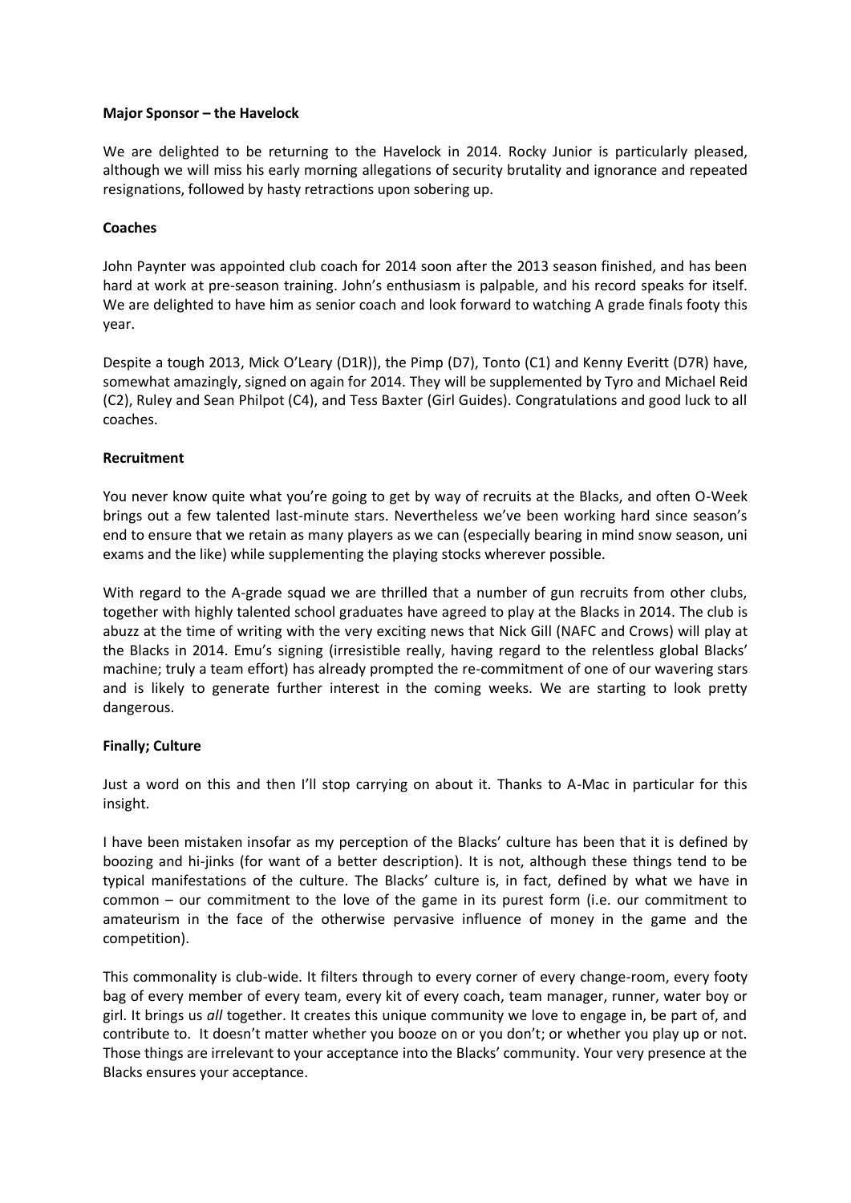**Major Sponsor – the Havelock**

We are delighted to be returning to the Havelock in 2014. Rocky Junior is particularly pleased, although we will miss his early morning allegations of security brutality and ignorance and repeated resignations, followed by hasty retractions upon sobering up.

**Coaches**

John Paynter was appointed club coach for 2014 soon after the 2013 season finished, and has been hard at work at pre-season training. John's enthusiasm is palpable, and his record speaks for itself. We are delighted to have him as senior coach and look forward to watching A grade finals footy this year.

Despite a tough 2013, Mick O'Leary (D1R)), the Pimp (D7), Tonto (C1) and Kenny Everitt (D7R) have, somewhat amazingly, signed on again for 2014. They will be supplemented by Tyro and Michael Reid (C2), Ruley and Sean Philpot (C4), and Tess Baxter (Girl Guides). Congratulations and good luck to all coaches.

**Recruitment**

You never know quite what you're going to get by way of recruits at the Blacks, and often O-Week brings out a few talented last-minute stars. Nevertheless we've been working hard since season's end to ensure that we retain as many players as we can (especially bearing in mind snow season, uni exams and the like) while supplementing the playing stocks wherever possible.

With regard to the A-grade squad we are thrilled that a number of gun recruits from other clubs, together with highly talented school graduates have agreed to play at the Blacks in 2014. The club is abuzz at the time of writing with the very exciting news that Nick Gill (NAFC and Crows) will play at the Blacks in 2014. Emu's signing (irresistible really, having regard to the relentless global Blacks' machine; truly a team effort) has already prompted the re-commitment of one of our wavering stars and is likely to generate further interest in the coming weeks. We are starting to look pretty dangerous.

**Finally; Culture**

Just a word on this and then I'll stop carrying on about it. Thanks to A-Mac in particular for this insight.

I have been mistaken insofar as my perception of the Blacks' culture has been that it is defined by boozing and hi-jinks (for want of a better description). It is not, although these things tend to be typical manifestations of the culture. The Blacks' culture is, in fact, defined by what we have in common – our commitment to the love of the game in its purest form (i.e. our commitment to amateurism in the face of the otherwise pervasive influence of money in the game and the competition).

This commonality is club-wide. It filters through to every corner of every change-room, every footy bag of every member of every team, every kit of every coach, team manager, runner, water boy or girl. It brings us *all* together. It creates this unique community we love to engage in, be part of, and contribute to. It doesn't matter whether you booze on or you don't; or whether you play up or not. Those things are irrelevant to your acceptance into the Blacks' community. Your very presence at the Blacks ensures your acceptance.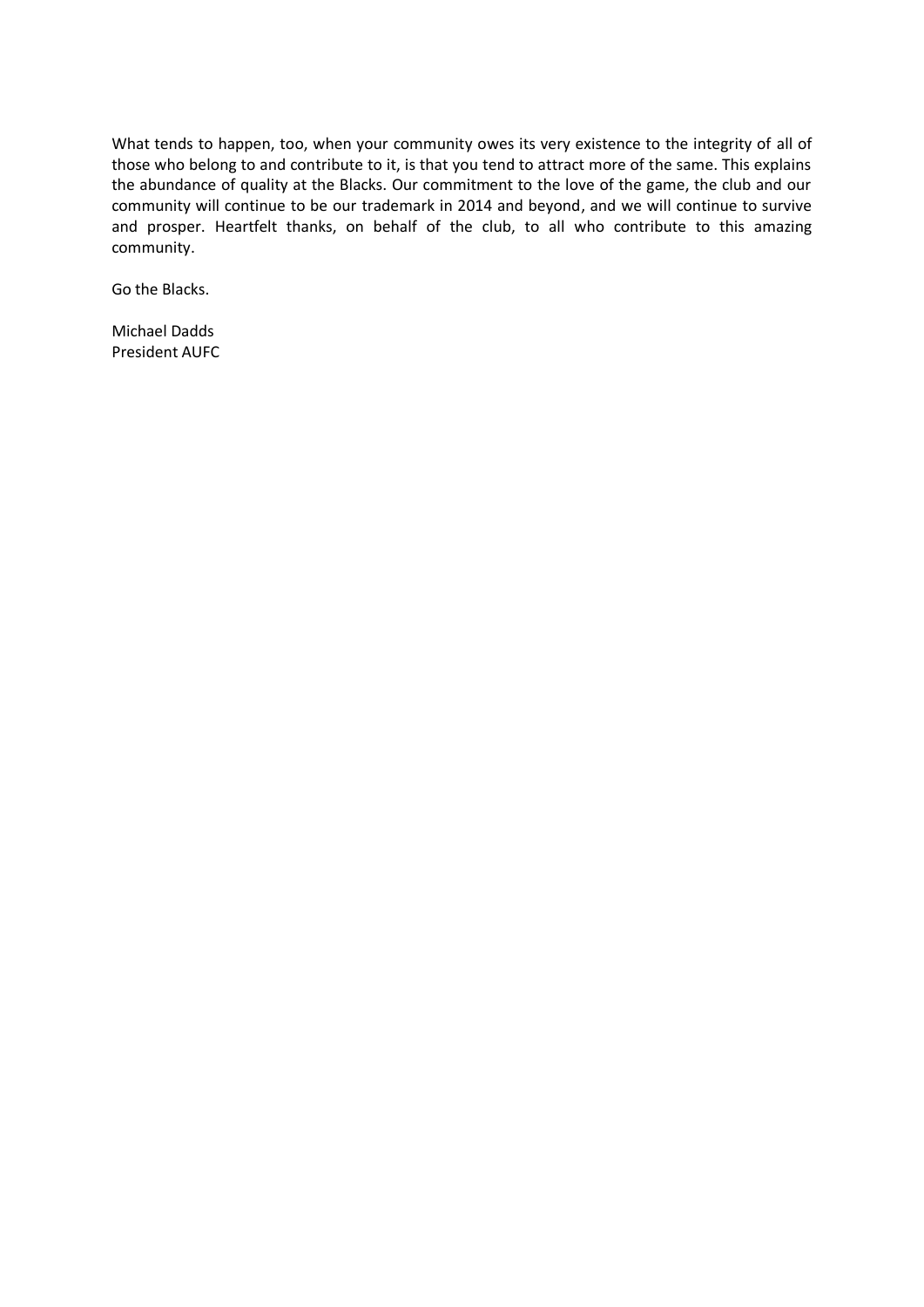What tends to happen, too, when your community owes its very existence to the integrity of all of those who belong to and contribute to it, is that you tend to attract more of the same. This explains the abundance of quality at the Blacks. Our commitment to the love of the game, the club and our community will continue to be our trademark in 2014 and beyond, and we will continue to survive and prosper. Heartfelt thanks, on behalf of the club, to all who contribute to this amazing community.

Go the Blacks.

Michael Dadds
President AUFC